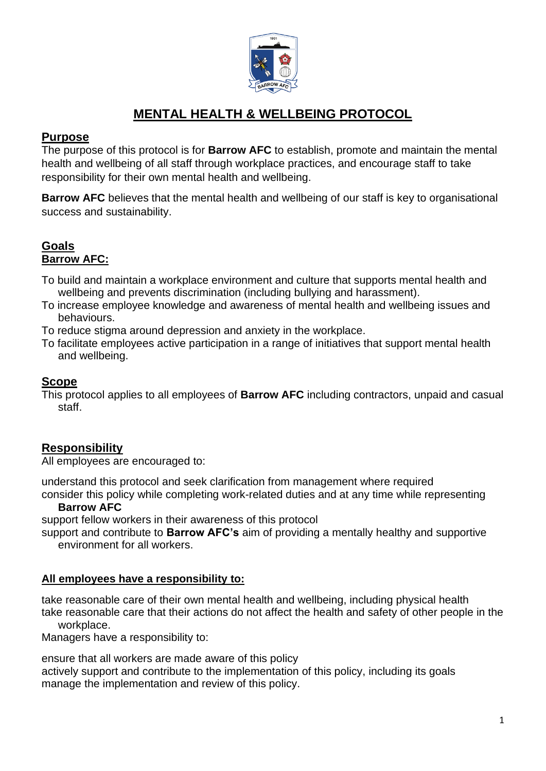# MENTAL HEALTH & WELLBEING PROTOCOL

## Purpose

The purpose of this protocol is for **Barrow AFC** to establish, promote and maintain the mental health and wellbeing of all staff through workplace practices, and encourage staff to take responsibility for their own mental health and wellbeing.

**Barrow AFC** believes that the mental health and wellbeing of our staff is key to organisational success and sustainability.

## Goals

**Barrow AFC:**

To build and maintain a workplace environment and culture that supports mental health and wellbeing and prevents discrimination (including bullying and harassment).

To increase employee knowledge and awareness of mental health and wellbeing issues and behaviours.

To reduce stigma around depression and anxiety in the workplace.

To facilitate employees active participation in a range of initiatives that support mental health and wellbeing.

## Scope

This protocol applies to all employees of **Barrow AFC** including contractors, unpaid and casual staff.

## Responsibility

All employees are encouraged to:

understand this protocol and seek clarification from management where required

consider this policy while completing work-related duties and at any time while representing **Barrow AFC**

support fellow workers in their awareness of this protocol

support and contribute to **Barrow AFC's** aim of providing a mentally healthy and supportive environment for all workers.

**All employees have a responsibility to:**

take reasonable care of their own mental health and wellbeing, including physical health

take reasonable care that their actions do not affect the health and safety of other people in the workplace.

Managers have a responsibility to:

ensure that all workers are made aware of this policy

actively support and contribute to the implementation of this policy, including its goals

manage the implementation and review of this policy.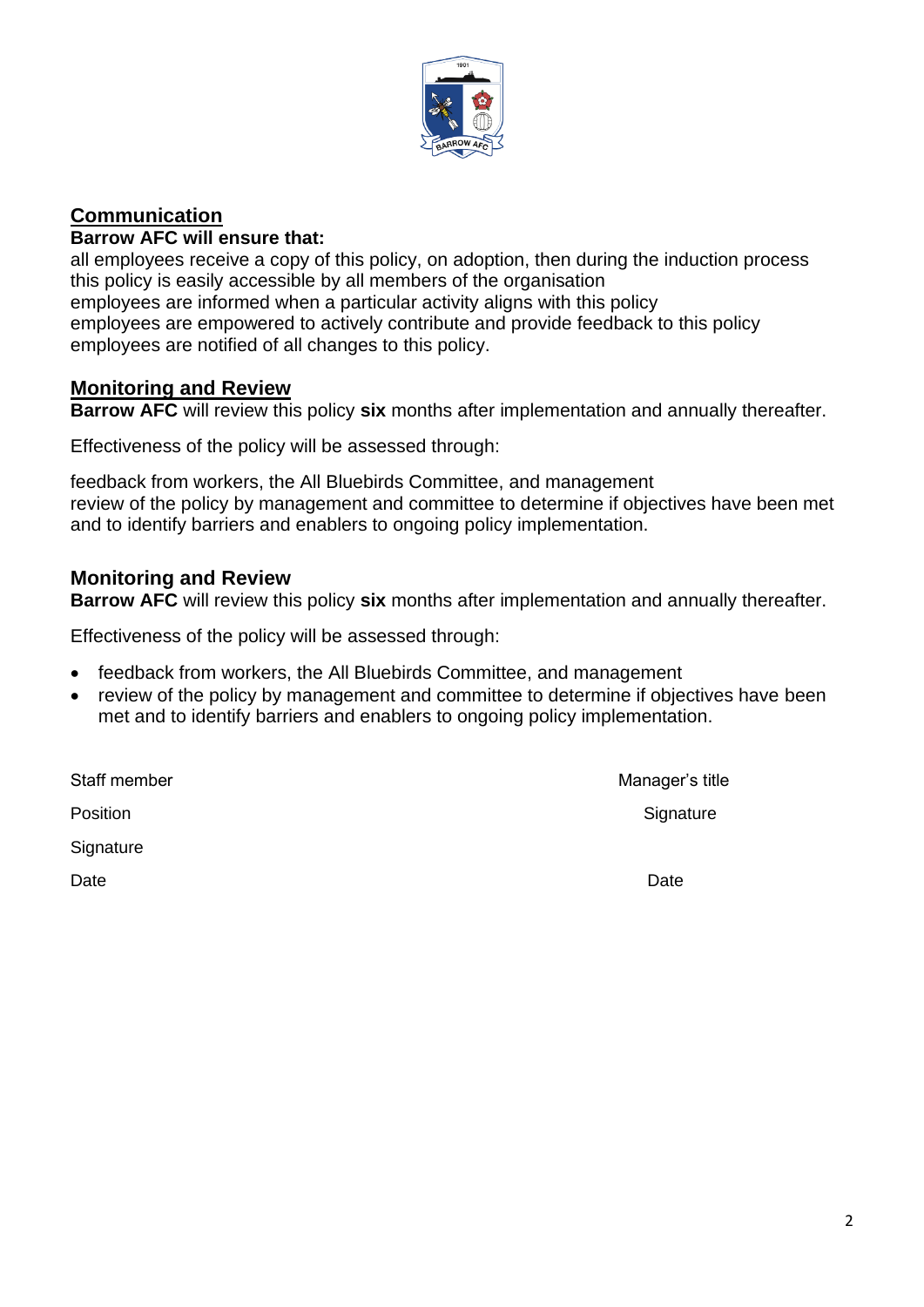## Communication

**Barrow AFC will ensure that:**

all employees receive a copy of this policy, on adoption, then during the induction process
this policy is easily accessible by all members of the organisation
employees are informed when a particular activity aligns with this policy
employees are empowered to actively contribute and provide feedback to this policy
employees are notified of all changes to this policy.

## Monitoring and Review

**Barrow AFC** will review this policy **six** months after implementation and annually thereafter.

Effectiveness of the policy will be assessed through:

feedback from workers, the All Bluebirds Committee, and management
review of the policy by management and committee to determine if objectives have been met and to identify barriers and enablers to ongoing policy implementation.

## Monitoring and Review

**Barrow AFC** will review this policy **six** months after implementation and annually thereafter.

Effectiveness of the policy will be assessed through:

- feedback from workers, the All Bluebirds Committee, and management
- review of the policy by management and committee to determine if objectives have been met and to identify barriers and enablers to ongoing policy implementation.

Staff member

Position

Signature

Date

Manager's title

Signature

Date